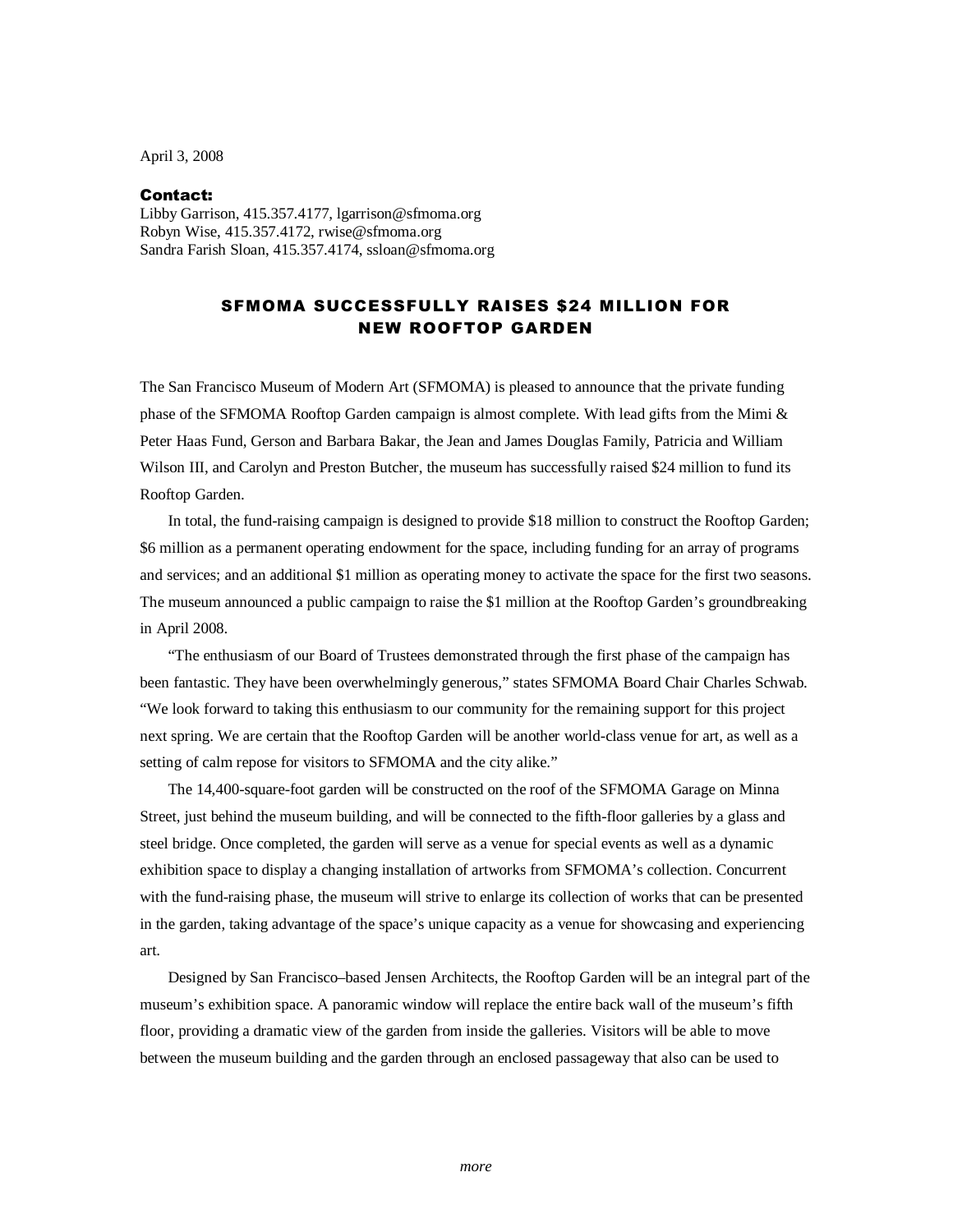April 3, 2008

**Contact:**
Libby Garrison, 415.357.4177, lgarrison@sfmoma.org
Robyn Wise, 415.357.4172, rwise@sfmoma.org
Sandra Farish Sloan, 415.357.4174, ssloan@sfmoma.org

# SFMOMA SUCCESSFULLY RAISES $24 MILLION FOR NEW ROOFTOP GARDEN

The San Francisco Museum of Modern Art (SFMOMA) is pleased to announce that the private funding phase of the SFMOMA Rooftop Garden campaign is almost complete. With lead gifts from the Mimi & Peter Haas Fund, Gerson and Barbara Bakar, the Jean and James Douglas Family, Patricia and William Wilson III, and Carolyn and Preston Butcher, the museum has successfully raised $24 million to fund its Rooftop Garden.

In total, the fund-raising campaign is designed to provide $18 million to construct the Rooftop Garden; $6 million as a permanent operating endowment for the space, including funding for an array of programs and services; and an additional $1 million as operating money to activate the space for the first two seasons. The museum announced a public campaign to raise the $1 million at the Rooftop Garden's groundbreaking in April 2008.

"The enthusiasm of our Board of Trustees demonstrated through the first phase of the campaign has been fantastic. They have been overwhelmingly generous," states SFMOMA Board Chair Charles Schwab. "We look forward to taking this enthusiasm to our community for the remaining support for this project next spring. We are certain that the Rooftop Garden will be another world-class venue for art, as well as a setting of calm repose for visitors to SFMOMA and the city alike."

The 14,400-square-foot garden will be constructed on the roof of the SFMOMA Garage on Minna Street, just behind the museum building, and will be connected to the fifth-floor galleries by a glass and steel bridge. Once completed, the garden will serve as a venue for special events as well as a dynamic exhibition space to display a changing installation of artworks from SFMOMA's collection. Concurrent with the fund-raising phase, the museum will strive to enlarge its collection of works that can be presented in the garden, taking advantage of the space's unique capacity as a venue for showcasing and experiencing art.

Designed by San Francisco–based Jensen Architects, the Rooftop Garden will be an integral part of the museum's exhibition space. A panoramic window will replace the entire back wall of the museum's fifth floor, providing a dramatic view of the garden from inside the galleries. Visitors will be able to move between the museum building and the garden through an enclosed passageway that also can be used to

*more*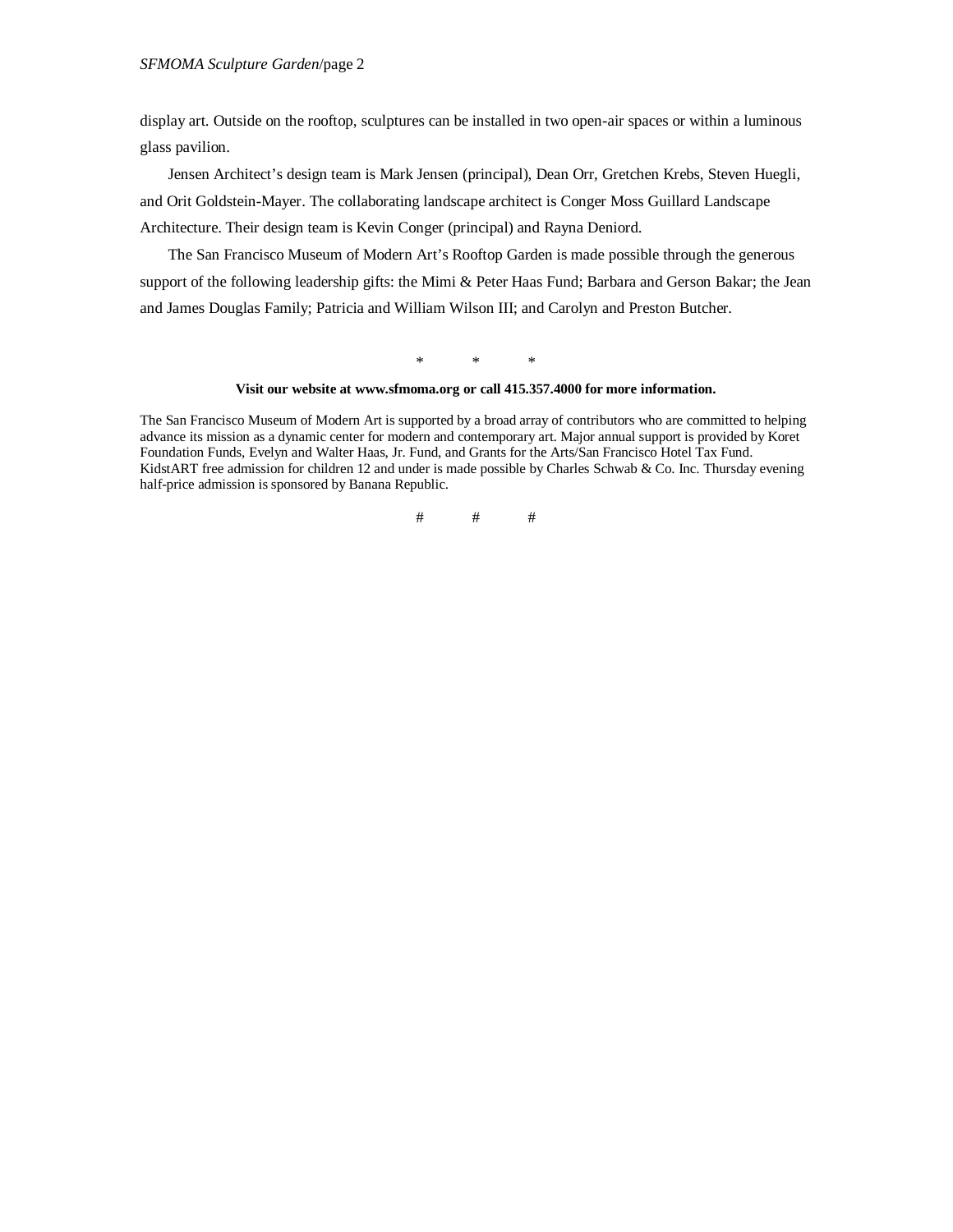display art. Outside on the rooftop, sculptures can be installed in two open-air spaces or within a luminous glass pavilion.

Jensen Architect's design team is Mark Jensen (principal), Dean Orr, Gretchen Krebs, Steven Huegli, and Orit Goldstein-Mayer. The collaborating landscape architect is Conger Moss Guillard Landscape Architecture. Their design team is Kevin Conger (principal) and Rayna Deniord.

The San Francisco Museum of Modern Art's Rooftop Garden is made possible through the generous support of the following leadership gifts: the Mimi & Peter Haas Fund; Barbara and Gerson Bakar; the Jean and James Douglas Family; Patricia and William Wilson III; and Carolyn and Preston Butcher.

\* \* \*

**Visit our website at www.sfmoma.org or call 415.357.4000 for more information.**

The San Francisco Museum of Modern Art is supported by a broad array of contributors who are committed to helping advance its mission as a dynamic center for modern and contemporary art. Major annual support is provided by Koret Foundation Funds, Evelyn and Walter Haas, Jr. Fund, and Grants for the Arts/San Francisco Hotel Tax Fund. KidstART free admission for children 12 and under is made possible by Charles Schwab & Co. Inc. Thursday evening half-price admission is sponsored by Banana Republic.

# # #